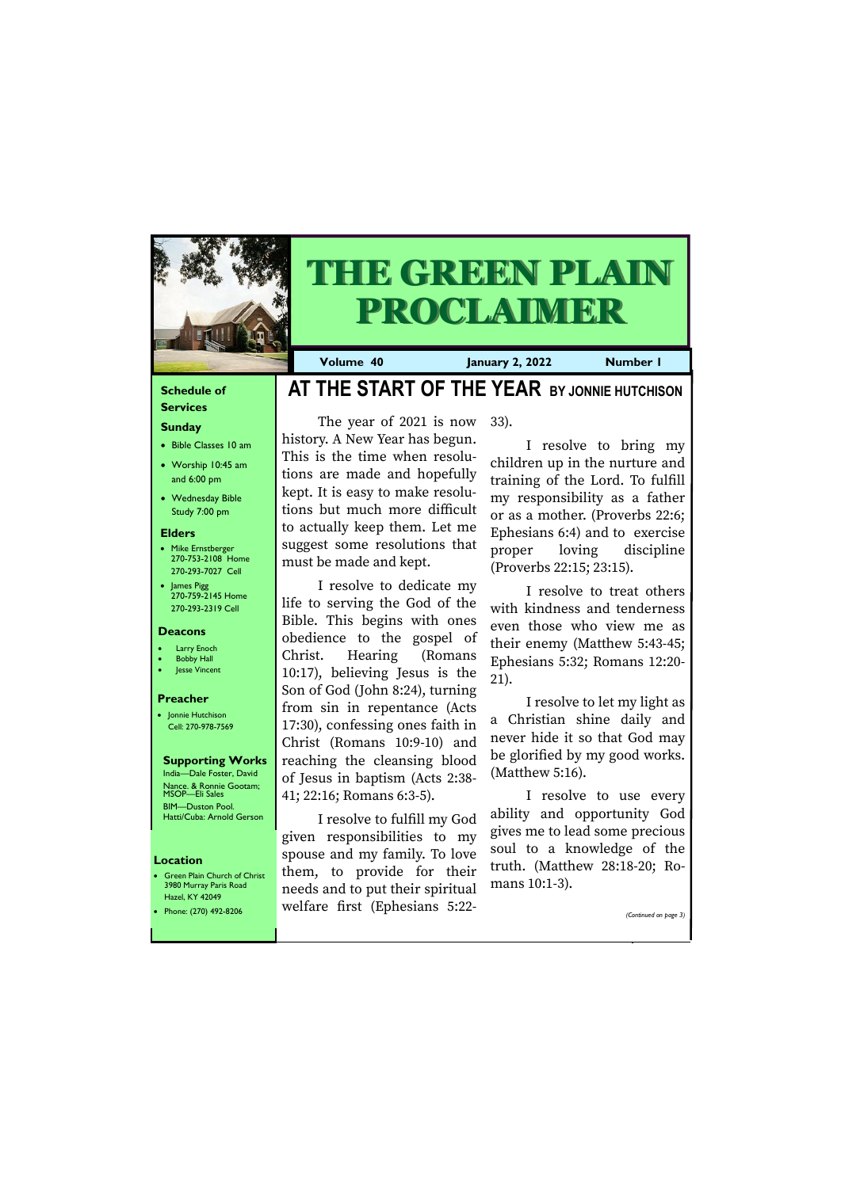# THE GREEN PLAIN PROCLAIMER

**Volume 40** | **January 2, 2022** | **Number 1**

### Schedule of Services

**Sunday**

- Bible Classes 10 am
- Worship 10:45 am and 6:00 pm
- Wednesday Bible Study 7:00 pm

**Elders**

- Mike Ernstberger 270-753-2108 Home 270-293-7027 Cell
- James Pigg 270-759-2145 Home 270-293-2319 Cell

**Deacons**

- Larry Enoch
- Bobby Hall
- Jesse Vincent

**Preacher**

- Jonnie Hutchison Cell: 270-978-7569

**Supporting Works**

India—Dale Foster, David Nance. & Ronnie Gootam; MSOP—Eli Sales
BIM—Duston Pool.
Hatti/Cuba: Arnold Gerson

**Location**

- Green Plain Church of Christ 3980 Murray Paris Road Hazel, KY 42049
- Phone: (270) 492-8206

## AT THE START OF THE YEAR BY JONNIE HUTCHISON

The year of 2021 is now history. A New Year has begun. This is the time when resolutions are made and hopefully kept. It is easy to make resolutions but much more difficult to actually keep them. Let me suggest some resolutions that must be made and kept.

I resolve to dedicate my life to serving the God of the Bible. This begins with ones obedience to the gospel of Christ. Hearing (Romans 10:17), believing Jesus is the Son of God (John 8:24), turning from sin in repentance (Acts 17:30), confessing ones faith in Christ (Romans 10:9-10) and reaching the cleansing blood of Jesus in baptism (Acts 2:38-41; 22:16; Romans 6:3-5).

I resolve to fulfill my God given responsibilities to my spouse and my family. To love them, to provide for their needs and to put their spiritual welfare first (Ephesians 5:22-33).

I resolve to bring my children up in the nurture and training of the Lord. To fulfill my responsibility as a father or as a mother. (Proverbs 22:6; Ephesians 6:4) and to exercise proper loving discipline (Proverbs 22:15; 23:15).

I resolve to treat others with kindness and tenderness even those who view me as their enemy (Matthew 5:43-45; Ephesians 5:32; Romans 12:20-21).

I resolve to let my light as a Christian shine daily and never hide it so that God may be glorified by my good works. (Matthew 5:16).

I resolve to use every ability and opportunity God gives me to lead some precious soul to a knowledge of the truth. (Matthew 28:18-20; Romans 10:1-3).

*(Continued on page 3)*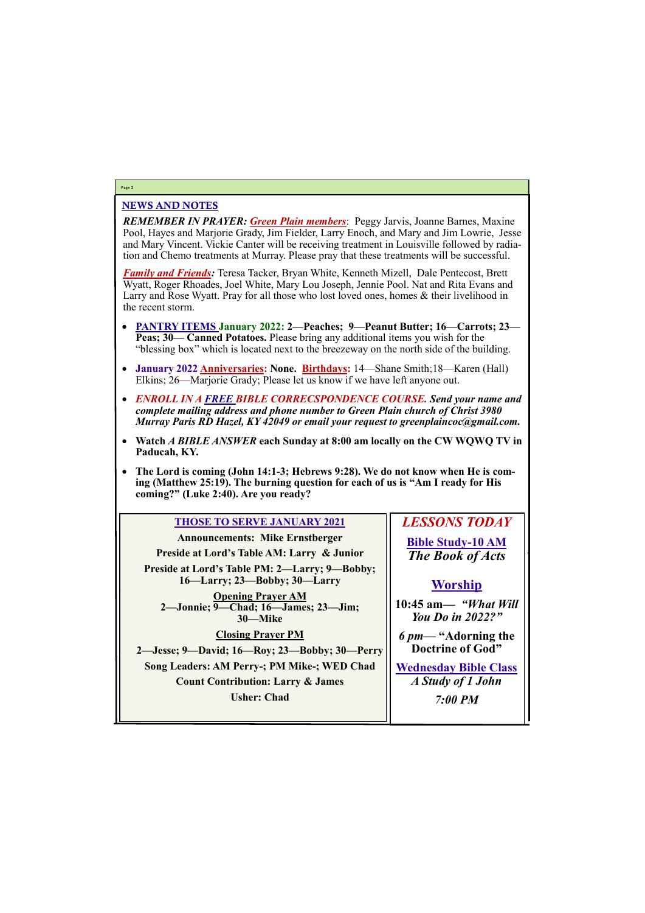## NEWS AND NOTES

***REMEMBER IN PRAYER:*** ***Green Plain members***: Peggy Jarvis, Joanne Barnes, Maxine Pool, Hayes and Marjorie Grady, Jim Fielder, Larry Enoch, and Mary and Jim Lowrie, Jesse and Mary Vincent. Vickie Canter will be receiving treatment in Louisville followed by radiation and Chemo treatments at Murray. Please pray that these treatments will be successful.

***Family and Friends:*** Teresa Tacker, Bryan White, Kenneth Mizell, Dale Pentecost, Brett Wyatt, Roger Rhoades, Joel White, Mary Lou Joseph, Jennie Pool. Nat and Rita Evans and Larry and Rose Wyatt. Pray for all those who lost loved ones, homes & their livelihood in the recent storm.

- **PANTRY ITEMS January 2022: 2—Peaches; 9—Peanut Butter; 16—Carrots; 23—Peas; 30— Canned Potatoes.** Please bring any additional items you wish for the "blessing box" which is located next to the breezeway on the north side of the building.
- **January 2022 Anniversaries: None. Birthdays:** 14—Shane Smith;18—Karen (Hall) Elkins; 26—Marjorie Grady; Please let us know if we have left anyone out.
- ***ENROLL IN A FREE BIBLE CORRECSPONDENCE COURSE. Send your name and complete mailing address and phone number to Green Plain church of Christ 3980 Murray Paris RD Hazel, KY 42049 or email your request to greenplaincoc@gmail.com.***
- **Watch *A BIBLE ANSWER* each Sunday at 8:00 am locally on the CW WQWQ TV in Paducah, KY.**
- **The Lord is coming (John 14:1-3; Hebrews 9:28). We do not know when He is coming (Matthew 25:19). The burning question for each of us is "Am I ready for His coming?" (Luke 2:40). Are you ready?**

### THOSE TO SERVE JANUARY 2021

**Announcements: Mike Ernstberger**

**Preside at Lord's Table AM: Larry & Junior**

**Preside at Lord's Table PM: 2—Larry; 9—Bobby; 16—Larry; 23—Bobby; 30—Larry**

**Opening Prayer AM**

**2—Jonnie; 9—Chad; 16—James; 23—Jim; 30—Mike**

**Closing Prayer PM**

**2—Jesse; 9—David; 16—Roy; 23—Bobby; 30—Perry**

**Song Leaders: AM Perry-; PM Mike-; WED Chad**

**Count Contribution: Larry & James**

**Usher: Chad**

### *LESSONS TODAY*

**Bible Study-10 AM**

***The Book of Acts***

**Worship**

**10:45 am— *"What Will You Do in 2022?"***

***6 pm*— "Adorning the Doctrine of God"**

**Wednesday Bible Class**

***A Study of 1 John***

***7:00 PM***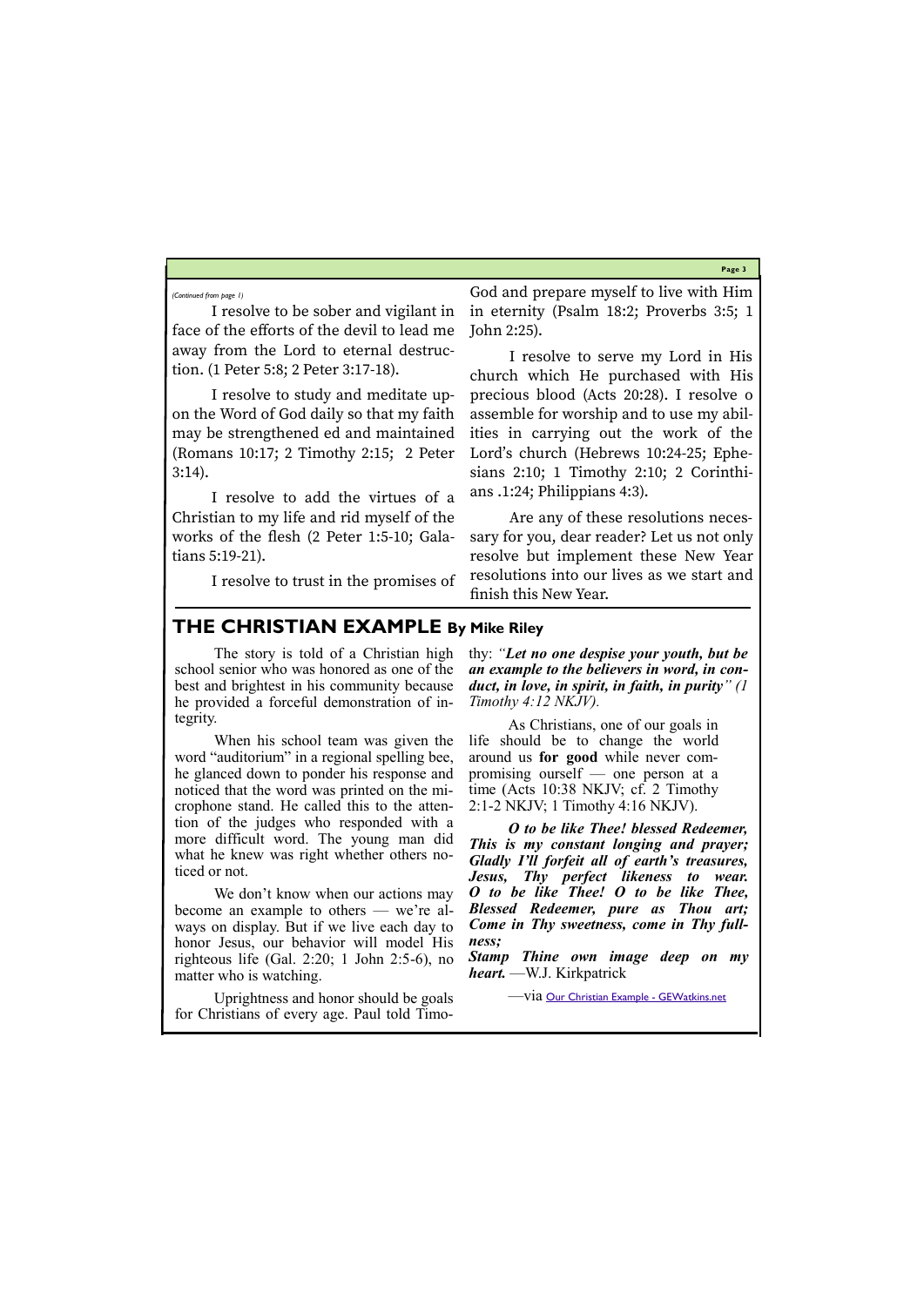*(Continued from page 1)*

I resolve to be sober and vigilant in face of the efforts of the devil to lead me away from the Lord to eternal destruction. (1 Peter 5:8; 2 Peter 3:17-18).

I resolve to study and meditate upon the Word of God daily so that my faith may be strengthened ed and maintained (Romans 10:17; 2 Timothy 2:15; 2 Peter 3:14).

I resolve to add the virtues of a Christian to my life and rid myself of the works of the flesh (2 Peter 1:5-10; Galatians 5:19-21).

I resolve to trust in the promises of God and prepare myself to live with Him in eternity (Psalm 18:2; Proverbs 3:5; 1 John 2:25).

I resolve to serve my Lord in His church which He purchased with His precious blood (Acts 20:28). I resolve o assemble for worship and to use my abilities in carrying out the work of the Lord's church (Hebrews 10:24-25; Ephesians 2:10; 1 Timothy 2:10; 2 Corinthians .1:24; Philippians 4:3).

Are any of these resolutions necessary for you, dear reader? Let us not only resolve but implement these New Year resolutions into our lives as we start and finish this New Year.

## THE CHRISTIAN EXAMPLE By Mike Riley

The story is told of a Christian high school senior who was honored as one of the best and brightest in his community because he provided a forceful demonstration of integrity.

When his school team was given the word "auditorium" in a regional spelling bee, he glanced down to ponder his response and noticed that the word was printed on the microphone stand. He called this to the attention of the judges who responded with a more difficult word. The young man did what he knew was right whether others noticed or not.

We don't know when our actions may become an example to others — we're always on display. But if we live each day to honor Jesus, our behavior will model His righteous life (Gal. 2:20; 1 John 2:5-6), no matter who is watching.

Uprightness and honor should be goals for Christians of every age. Paul told Timothy: *"**Let no one despise your youth, but be an example to the believers in word, in conduct, in love, in spirit, in faith, in purity**" (1 Timothy 4:12 NKJV).*

As Christians, one of our goals in life should be to change the world around us **for good** while never compromising ourself — one person at a time (Acts 10:38 NKJV; cf. 2 Timothy 2:1-2 NKJV; 1 Timothy 4:16 NKJV).

***O to be like Thee! blessed Redeemer,***
***This is my constant longing and prayer;***
***Gladly I'll forfeit all of earth's treasures,***
***Jesus, Thy perfect likeness to wear.***
***O to be like Thee! O to be like Thee,***
***Blessed Redeemer, pure as Thou art;***
***Come in Thy sweetness, come in Thy fullness;***
***Stamp Thine own image deep on my heart.*** —W.J. Kirkpatrick

—via Our Christian Example - GEWatkins.net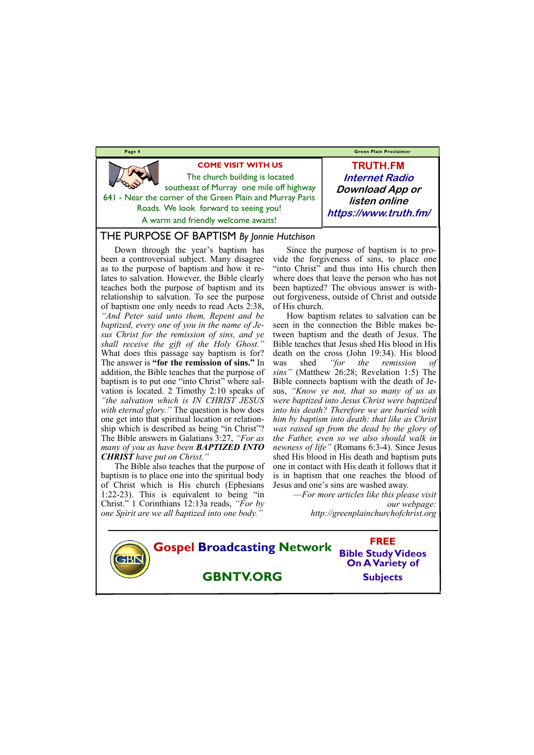**COME VISIT WITH US**

The church building is located southeast of Murray one mile off highway 641 - Near the corner of the Green Plain and Murray Paris Roads. We look forward to seeing you!

A warm and friendly welcome awaits!

**TRUTH.FM**

***Internet Radio***

***Download App or listen online***

***https://www.truth.fm/***

# THE PURPOSE OF BAPTISM *By Jonnie Hutchison*

Down through the year's baptism has been a controversial subject. Many disagree as to the purpose of baptism and how it relates to salvation. However, the Bible clearly teaches both the purpose of baptism and its relationship to salvation. To see the purpose of baptism one only needs to read Acts 2:38, *"And Peter said unto them, Repent and be baptized, every one of you in the name of Jesus Christ for the remission of sins, and ye shall receive the gift of the Holy Ghost."* What does this passage say baptism is for? The answer is **"for the remission of sins."** In addition, the Bible teaches that the purpose of baptism is to put one "into Christ" where salvation is located. 2 Timothy 2:10 speaks of *"the salvation which is IN CHRIST JESUS with eternal glory."* The question is how does one get into that spiritual location or relationship which is described as being "in Christ"? The Bible answers in Galatians 3:27, *"For as many of you as have been **BAPTIZED INTO CHRIST** have put on Christ."*

The Bible also teaches that the purpose of baptism is to place one into the spiritual body of Christ which is His church (Ephesians 1:22-23). This is equivalent to being "in Christ." 1 Corinthians 12:13a reads, *"For by one Spirit are we all baptized into one body."*

Since the purpose of baptism is to provide the forgiveness of sins, to place one "into Christ" and thus into His church then where does that leave the person who has not been baptized? The obvious answer is without forgiveness, outside of Christ and outside of His church.

How baptism relates to salvation can be seen in the connection the Bible makes between baptism and the death of Jesus. The Bible teaches that Jesus shed His blood in His death on the cross (John 19:34). His blood was shed *"for the remission of sins"* (Matthew 26:28; Revelation 1:5) The Bible connects baptism with the death of Jesus, *"Know ye not, that so many of us as were baptized into Jesus Christ were baptized into his death? Therefore we are buried with him by baptism into death: that like as Christ was raised up from the dead by the glory of the Father, even so we also should walk in newness of life"* (Romans 6:3-4). Since Jesus shed His blood in His death and baptism puts one in contact with His death it follows that it is in baptism that one reaches the blood of Jesus and one's sins are washed away.

*—For more articles like this please visit our webpage: http://greenplainchurchofchrist.org*

**Gospel Broadcasting Network**

**GBNTV.ORG**

**FREE Bible Study Videos On A Variety of Subjects**